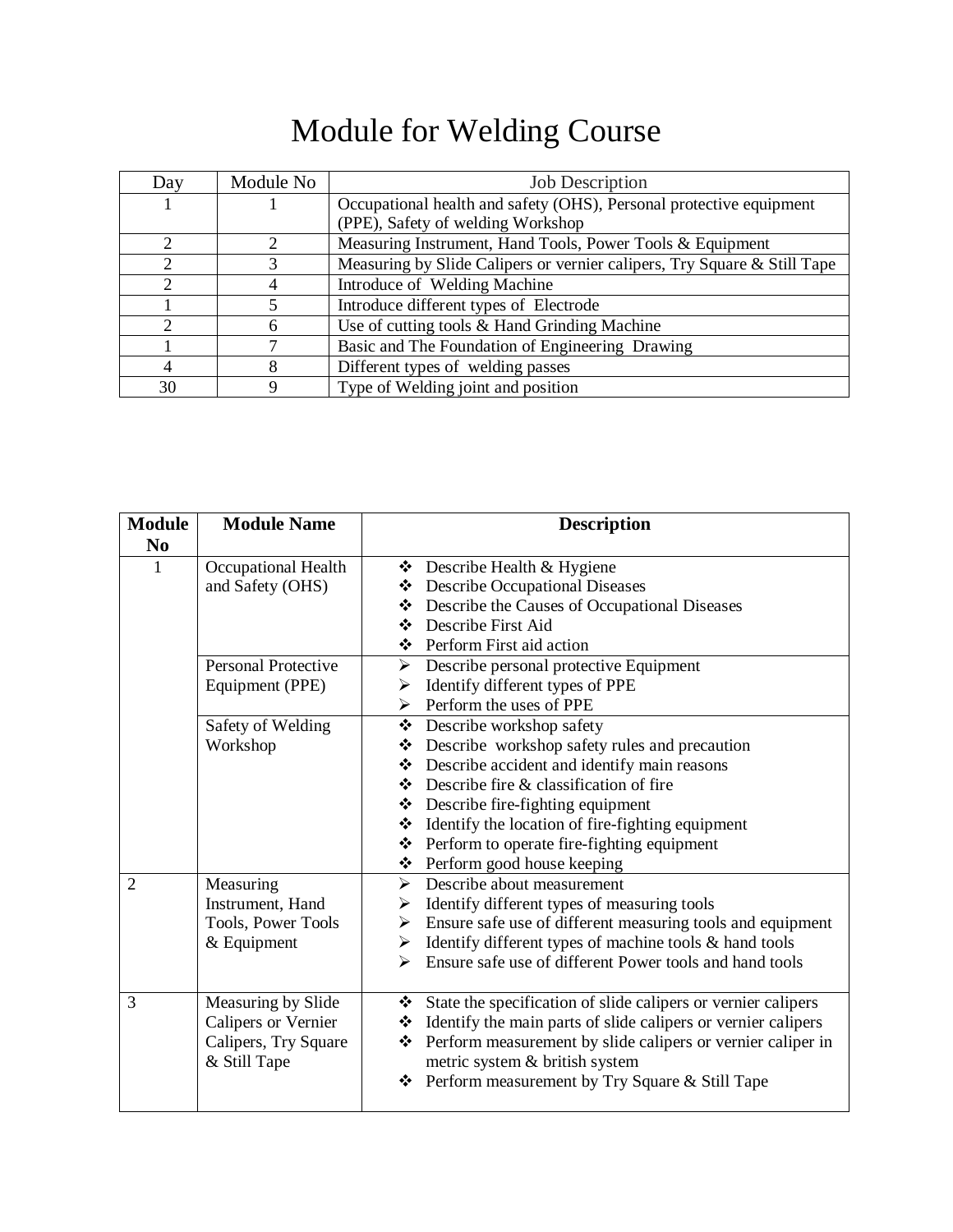# Module for Welding Course

| Day | Module No | Job Description |
|---|---|---|
| 1 | 1 | Occupational health and safety (OHS), Personal protective equipment (PPE), Safety of welding Workshop |
| 2 | 2 | Measuring Instrument, Hand Tools, Power Tools & Equipment |
| 2 | 3 | Measuring by Slide Calipers or vernier calipers, Try Square & Still Tape |
| 2 | 4 | Introduce of Welding Machine |
| 1 | 5 | Introduce different types of Electrode |
| 2 | 6 | Use of cutting tools & Hand Grinding Machine |
| 1 | 7 | Basic and The Foundation of Engineering Drawing |
| 4 | 8 | Different types of welding passes |
| 30 | 9 | Type of Welding joint and position |

| Module No | Module Name | Description |
|---|---|---|
| 1 | Occupational Health and Safety (OHS) | ❖ Describe Health & Hygiene<br>❖ Describe Occupational Diseases<br>❖ Describe the Causes of Occupational Diseases<br>❖ Describe First Aid<br>❖ Perform First aid action |
| | Personal Protective Equipment (PPE) | ➢ Describe personal protective Equipment<br>➢ Identify different types of PPE<br>➢ Perform the uses of PPE |
| | Safety of Welding Workshop | ❖ Describe workshop safety<br>❖ Describe workshop safety rules and precaution<br>❖ Describe accident and identify main reasons<br>❖ Describe fire & classification of fire<br>❖ Describe fire-fighting equipment<br>❖ Identify the location of fire-fighting equipment<br>❖ Perform to operate fire-fighting equipment<br>❖ Perform good house keeping |
| 2 | Measuring Instrument, Hand Tools, Power Tools & Equipment | ➢ Describe about measurement<br>➢ Identify different types of measuring tools<br>➢ Ensure safe use of different measuring tools and equipment<br>➢ Identify different types of machine tools & hand tools<br>➢ Ensure safe use of different Power tools and hand tools |
| 3 | Measuring by Slide Calipers or Vernier Calipers, Try Square & Still Tape | ❖ State the specification of slide calipers or vernier calipers<br>❖ Identify the main parts of slide calipers or vernier calipers<br>❖ Perform measurement by slide calipers or vernier caliper in metric system & british system<br>❖ Perform measurement by Try Square & Still Tape |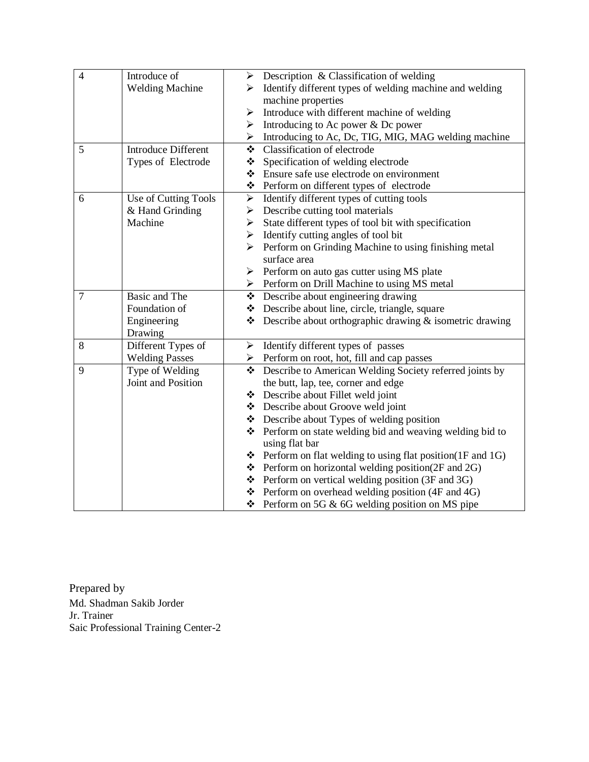| | | |
|---|---|---|
| 4 | Introduce of Welding Machine | ➢ Description & Classification of welding<br>➢ Identify different types of welding machine and welding machine properties<br>➢ Introduce with different machine of welding<br>➢ Introducing to Ac power & Dc power<br>➢ Introducing to Ac, Dc, TIG, MIG, MAG welding machine |
| 5 | Introduce Different Types of Electrode | ❖ Classification of electrode<br>❖ Specification of welding electrode<br>❖ Ensure safe use electrode on environment<br>❖ Perform on different types of electrode |
| 6 | Use of Cutting Tools & Hand Grinding Machine | ➢ Identify different types of cutting tools<br>➢ Describe cutting tool materials<br>➢ State different types of tool bit with specification<br>➢ Identify cutting angles of tool bit<br>➢ Perform on Grinding Machine to using finishing metal surface area<br>➢ Perform on auto gas cutter using MS plate<br>➢ Perform on Drill Machine to using MS metal |
| 7 | Basic and The Foundation of Engineering Drawing | ❖ Describe about engineering drawing<br>❖ Describe about line, circle, triangle, square<br>❖ Describe about orthographic drawing & isometric drawing |
| 8 | Different Types of Welding Passes | ➢ Identify different types of passes<br>➢ Perform on root, hot, fill and cap passes |
| 9 | Type of Welding Joint and Position | ❖ Describe to American Welding Society referred joints by the butt, lap, tee, corner and edge<br>❖ Describe about Fillet weld joint<br>❖ Describe about Groove weld joint<br>❖ Describe about Types of welding position<br>❖ Perform on state welding bid and weaving welding bid to using flat bar<br>❖ Perform on flat welding to using flat position(1F and 1G)<br>❖ Perform on horizontal welding position(2F and 2G)<br>❖ Perform on vertical welding position (3F and 3G)<br>❖ Perform on overhead welding position (4F and 4G)<br>❖ Perform on 5G & 6G welding position on MS pipe |

Prepared by

Md. Shadman Sakib Jorder
Jr. Trainer
Saic Professional Training Center-2